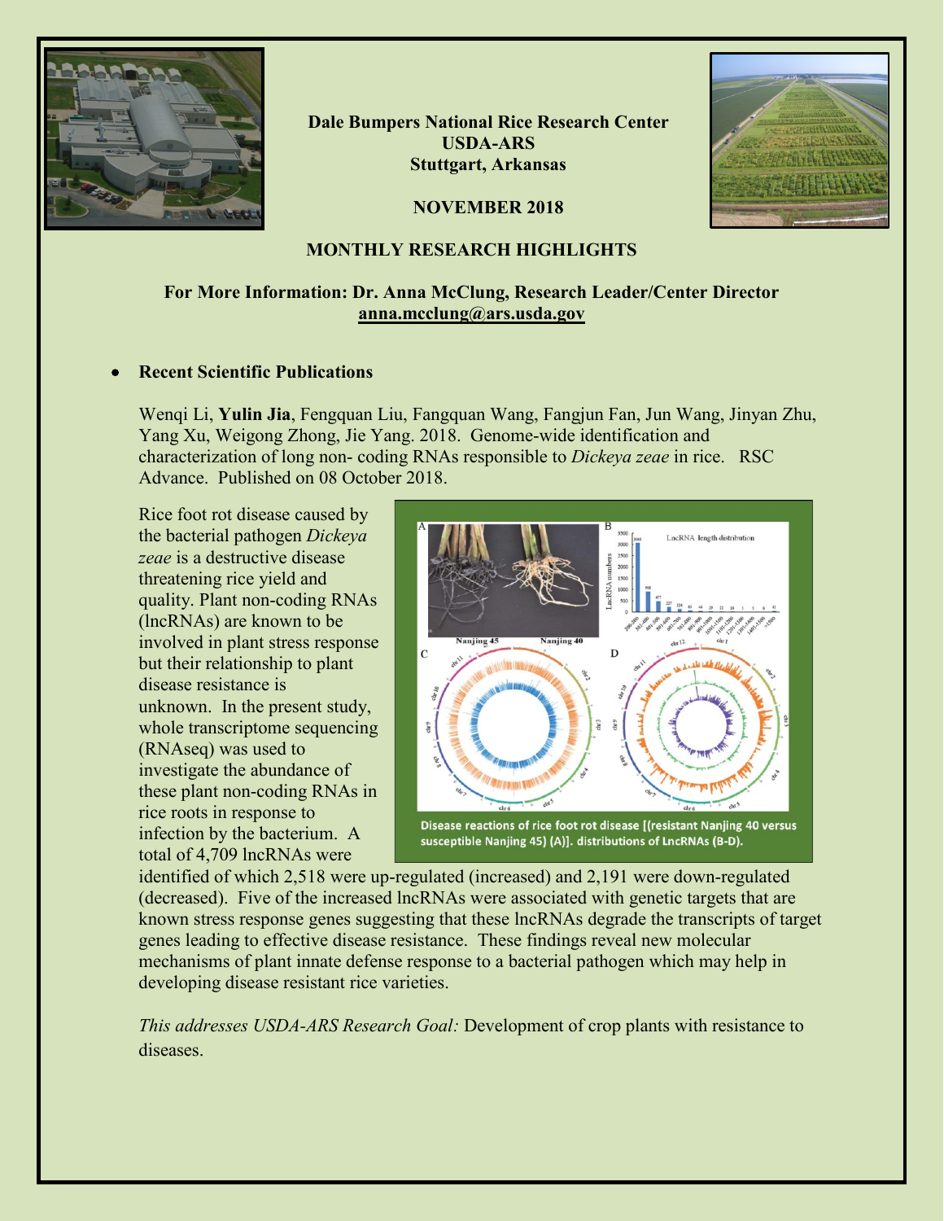**Dale Bumpers National Rice Research Center**
**USDA-ARS**
**Stuttgart, Arkansas**

**NOVEMBER 2018**

## MONTHLY RESEARCH HIGHLIGHTS

**For More Information: Dr. Anna McClung, Research Leader/Center Director**
**anna.mcclung@ars.usda.gov**

- **Recent Scientific Publications**

Wenqi Li, **Yulin Jia**, Fengquan Liu, Fangquan Wang, Fangjun Fan, Jun Wang, Jinyan Zhu, Yang Xu, Weigong Zhong, Jie Yang. 2018. Genome-wide identification and characterization of long non- coding RNAs responsible to *Dickeya zeae* in rice. RSC Advance. Published on 08 October 2018.

Rice foot rot disease caused by the bacterial pathogen *Dickeya zeae* is a destructive disease threatening rice yield and quality. Plant non-coding RNAs (lncRNAs) are known to be involved in plant stress response but their relationship to plant disease resistance is unknown. In the present study, whole transcriptome sequencing (RNAseq) was used to investigate the abundance of these plant non-coding RNAs in rice roots in response to infection by the bacterium. A total of 4,709 lncRNAs were identified of which 2,518 were up-regulated (increased) and 2,191 were down-regulated (decreased). Five of the increased lncRNAs were associated with genetic targets that are known stress response genes suggesting that these lncRNAs degrade the transcripts of target genes leading to effective disease resistance. These findings reveal new molecular mechanisms of plant innate defense response to a bacterial pathogen which may help in developing disease resistant rice varieties.

Disease reactions of rice foot rot disease [(resistant Nanjing 40 versus susceptible Nanjing 45) (A)]. distributions of LncRNAs (B-D).

*This addresses USDA-ARS Research Goal:* Development of crop plants with resistance to diseases.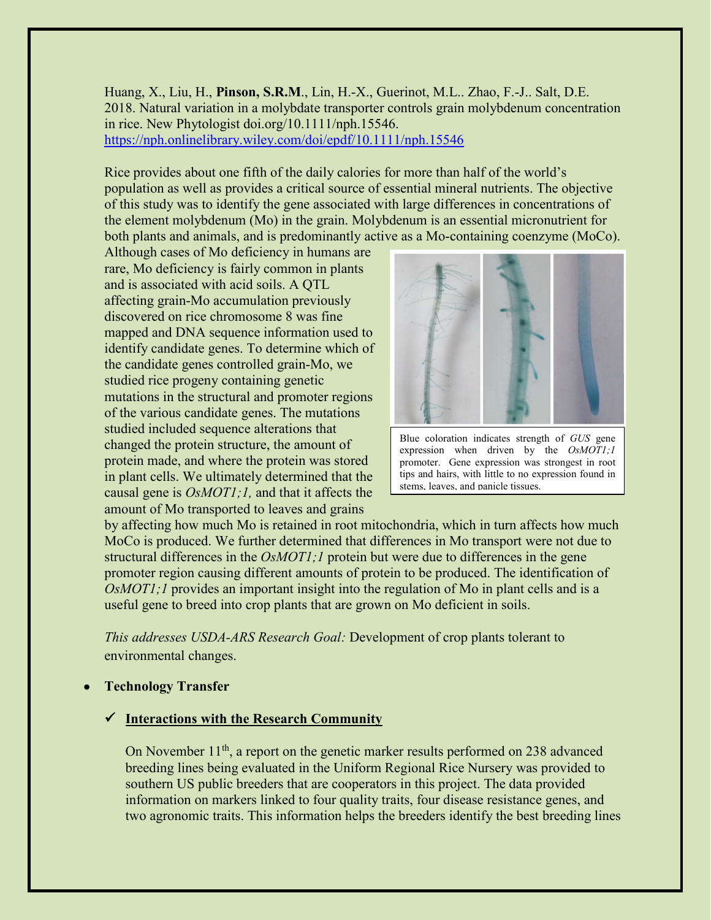Huang, X., Liu, H., **Pinson, S.R.M**., Lin, H.-X., Guerinot, M.L.. Zhao, F.-J.. Salt, D.E. 2018. Natural variation in a molybdate transporter controls grain molybdenum concentration in rice. New Phytologist doi.org/10.1111/nph.15546. https://nph.onlinelibrary.wiley.com/doi/epdf/10.1111/nph.15546

Rice provides about one fifth of the daily calories for more than half of the world's population as well as provides a critical source of essential mineral nutrients. The objective of this study was to identify the gene associated with large differences in concentrations of the element molybdenum (Mo) in the grain. Molybdenum is an essential micronutrient for both plants and animals, and is predominantly active as a Mo-containing coenzyme (MoCo). Although cases of Mo deficiency in humans are rare, Mo deficiency is fairly common in plants and is associated with acid soils. A QTL affecting grain-Mo accumulation previously discovered on rice chromosome 8 was fine mapped and DNA sequence information used to identify candidate genes. To determine which of the candidate genes controlled grain-Mo, we studied rice progeny containing genetic mutations in the structural and promoter regions of the various candidate genes. The mutations studied included sequence alterations that changed the protein structure, the amount of protein made, and where the protein was stored in plant cells. We ultimately determined that the causal gene is *OsMOT1;1,* and that it affects the amount of Mo transported to leaves and grains by affecting how much Mo is retained in root mitochondria, which in turn affects how much MoCo is produced. We further determined that differences in Mo transport were not due to structural differences in the *OsMOT1;1* protein but were due to differences in the gene promoter region causing different amounts of protein to be produced. The identification of *OsMOT1;1* provides an important insight into the regulation of Mo in plant cells and is a useful gene to breed into crop plants that are grown on Mo deficient in soils.

Blue coloration indicates strength of *GUS* gene expression when driven by the *OsMOT1;1* promoter. Gene expression was strongest in root tips and hairs, with little to no expression found in stems, leaves, and panicle tissues.

*This addresses USDA-ARS Research Goal:* Development of crop plants tolerant to environmental changes.

- **Technology Transfer**

✓ **Interactions with the Research Community**

On November 11th, a report on the genetic marker results performed on 238 advanced breeding lines being evaluated in the Uniform Regional Rice Nursery was provided to southern US public breeders that are cooperators in this project. The data provided information on markers linked to four quality traits, four disease resistance genes, and two agronomic traits. This information helps the breeders identify the best breeding lines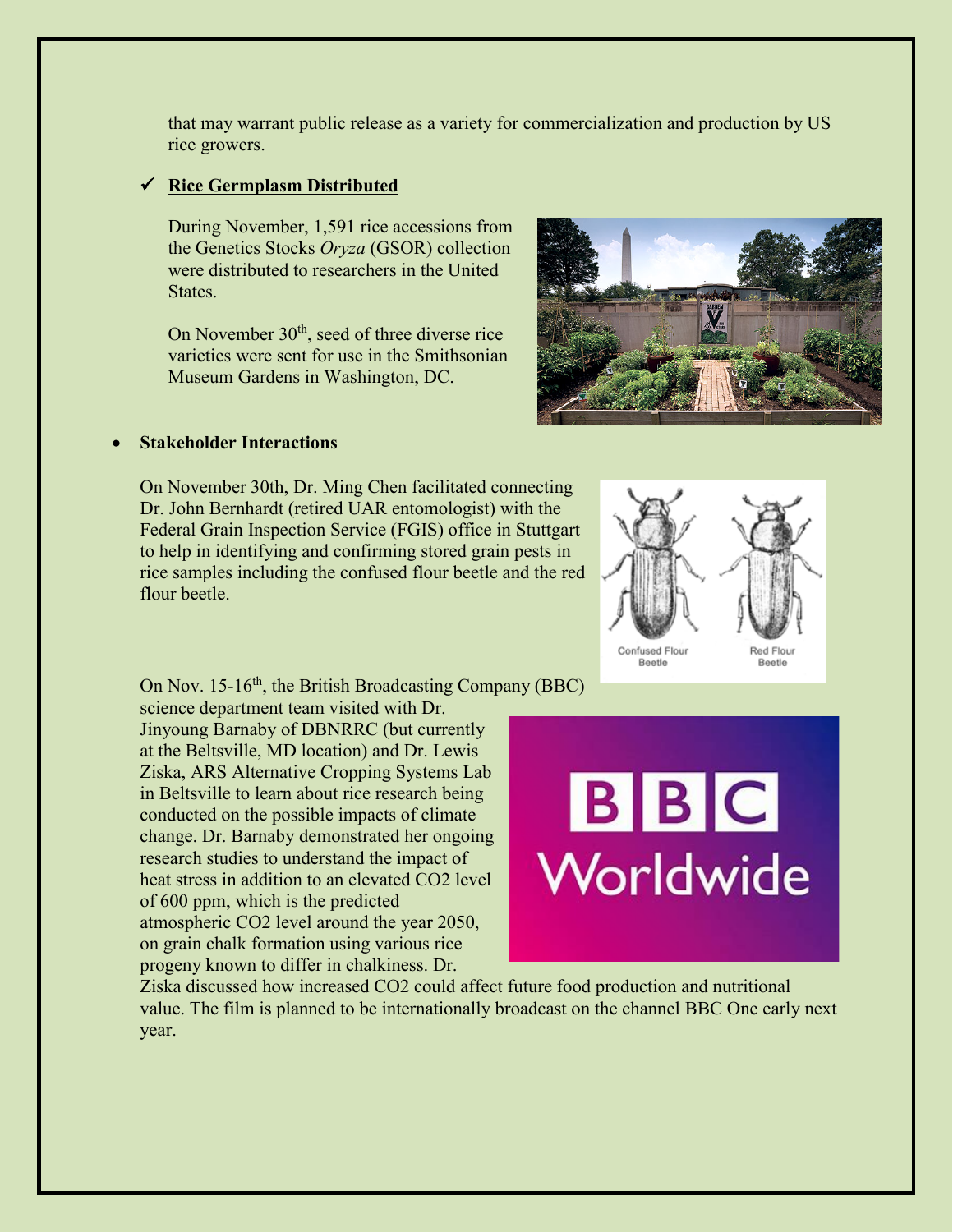that may warrant public release as a variety for commercialization and production by US rice growers.

- ✓ **Rice Germplasm Distributed**

  During November, 1,591 rice accessions from the Genetics Stocks *Oryza* (GSOR) collection were distributed to researchers in the United States.

  On November 30th, seed of three diverse rice varieties were sent for use in the Smithsonian Museum Gardens in Washington, DC.

- **Stakeholder Interactions**

  On November 30th, Dr. Ming Chen facilitated connecting Dr. John Bernhardt (retired UAR entomologist) with the Federal Grain Inspection Service (FGIS) office in Stuttgart to help in identifying and confirming stored grain pests in rice samples including the confused flour beetle and the red flour beetle.

  On Nov. 15-16th, the British Broadcasting Company (BBC) science department team visited with Dr. Jinyoung Barnaby of DBNRRC (but currently at the Beltsville, MD location) and Dr. Lewis Ziska, ARS Alternative Cropping Systems Lab in Beltsville to learn about rice research being conducted on the possible impacts of climate change. Dr. Barnaby demonstrated her ongoing research studies to understand the impact of heat stress in addition to an elevated $CO_2$ level of 600 ppm, which is the predicted atmospheric $CO_2$ level around the year 2050, on grain chalk formation using various rice progeny known to differ in chalkiness. Dr. Ziska discussed how increased $CO_2$ could affect future food production and nutritional value. The film is planned to be internationally broadcast on the channel BBC One early next year.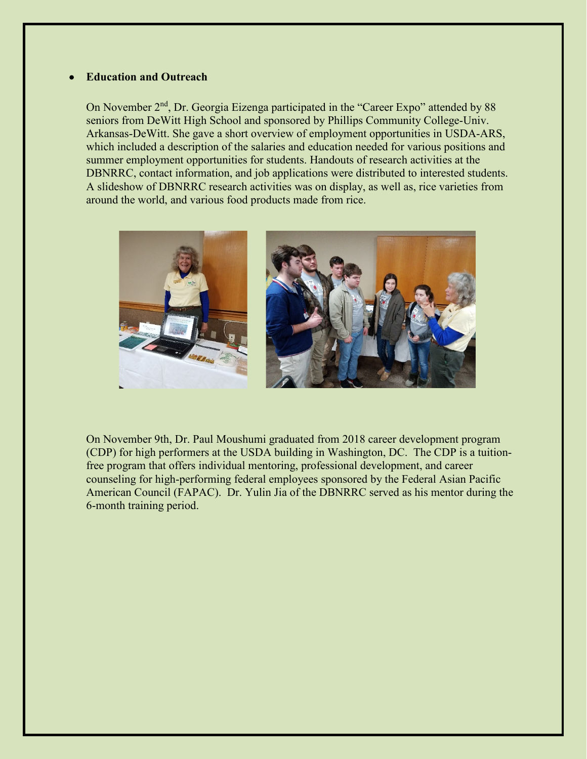- **Education and Outreach**

  On November 2nd, Dr. Georgia Eizenga participated in the "Career Expo" attended by 88 seniors from DeWitt High School and sponsored by Phillips Community College-Univ. Arkansas-DeWitt. She gave a short overview of employment opportunities in USDA-ARS, which included a description of the salaries and education needed for various positions and summer employment opportunities for students. Handouts of research activities at the DBNRRC, contact information, and job applications were distributed to interested students. A slideshow of DBNRRC research activities was on display, as well as, rice varieties from around the world, and various food products made from rice.

  On November 9th, Dr. Paul Moushumi graduated from 2018 career development program (CDP) for high performers at the USDA building in Washington, DC. The CDP is a tuition-free program that offers individual mentoring, professional development, and career counseling for high-performing federal employees sponsored by the Federal Asian Pacific American Council (FAPAC). Dr. Yulin Jia of the DBNRRC served as his mentor during the 6-month training period.